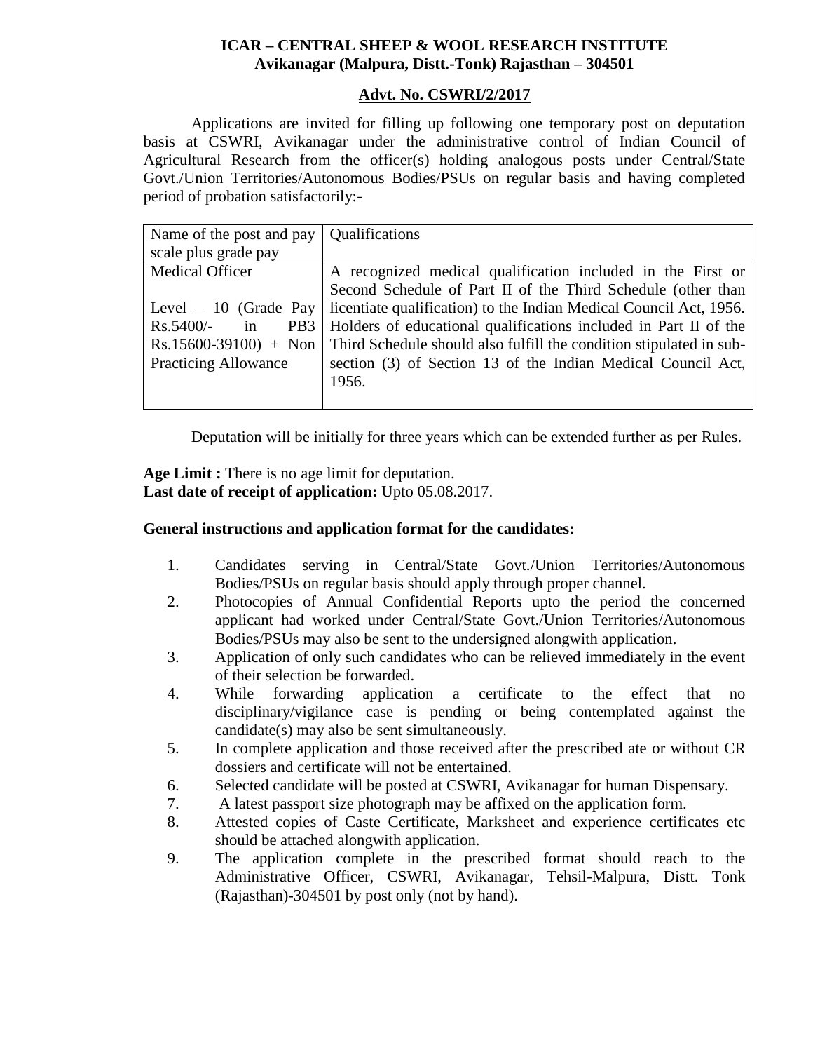**ICAR – CENTRAL SHEEP & WOOL RESEARCH INSTITUTE**
**Avikanagar (Malpura, Distt.-Tonk) Rajasthan – 304501**

**Advt. No. CSWRI/2/2017**

Applications are invited for filling up following one temporary post on deputation basis at CSWRI, Avikanagar under the administrative control of Indian Council of Agricultural Research from the officer(s) holding analogous posts under Central/State Govt./Union Territories/Autonomous Bodies/PSUs on regular basis and having completed period of probation satisfactorily:-

| Name of the post and pay scale plus grade pay | Qualifications |
|---|---|
| Medical Officer<br><br>Level – 10 (Grade Pay Rs.5400/- in PB3 Rs.15600-39100) + Non Practicing Allowance | A recognized medical qualification included in the First or Second Schedule of Part II of the Third Schedule (other than licentiate qualification) to the Indian Medical Council Act, 1956. Holders of educational qualifications included in Part II of the Third Schedule should also fulfill the condition stipulated in sub-section (3) of Section 13 of the Indian Medical Council Act, 1956. |

Deputation will be initially for three years which can be extended further as per Rules.

**Age Limit :** There is no age limit for deputation.
**Last date of receipt of application:** Upto 05.08.2017.

**General instructions and application format for the candidates:**

1. Candidates serving in Central/State Govt./Union Territories/Autonomous Bodies/PSUs on regular basis should apply through proper channel.
2. Photocopies of Annual Confidential Reports upto the period the concerned applicant had worked under Central/State Govt./Union Territories/Autonomous Bodies/PSUs may also be sent to the undersigned alongwith application.
3. Application of only such candidates who can be relieved immediately in the event of their selection be forwarded.
4. While forwarding application a certificate to the effect that no disciplinary/vigilance case is pending or being contemplated against the candidate(s) may also be sent simultaneously.
5. In complete application and those received after the prescribed ate or without CR dossiers and certificate will not be entertained.
6. Selected candidate will be posted at CSWRI, Avikanagar for human Dispensary.
7. A latest passport size photograph may be affixed on the application form.
8. Attested copies of Caste Certificate, Marksheet and experience certificates etc should be attached alongwith application.
9. The application complete in the prescribed format should reach to the Administrative Officer, CSWRI, Avikanagar, Tehsil-Malpura, Distt. Tonk (Rajasthan)-304501 by post only (not by hand).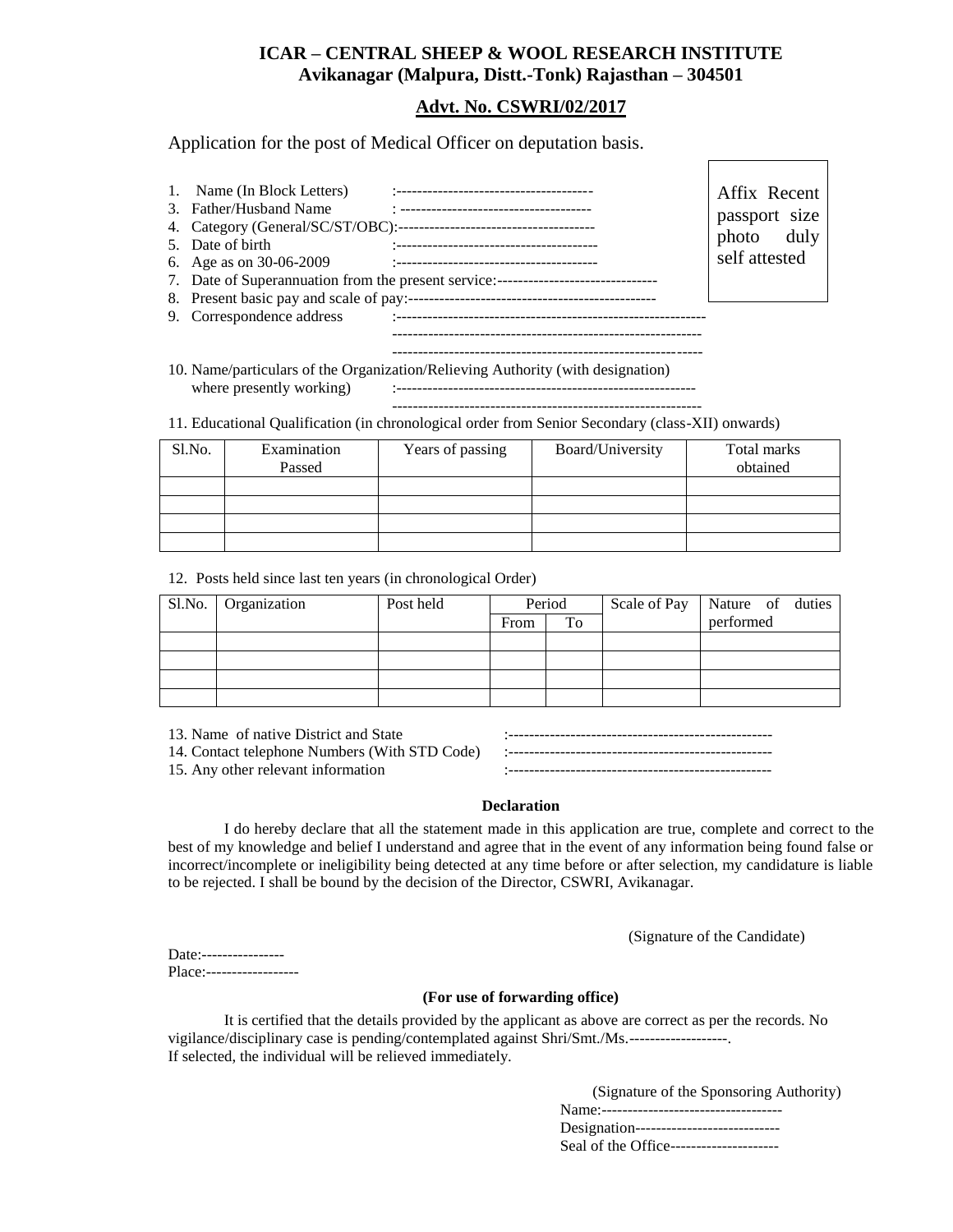**ICAR – CENTRAL SHEEP & WOOL RESEARCH INSTITUTE**
**Avikanagar (Malpura, Distt.-Tonk) Rajasthan – 304501**

**Advt. No. CSWRI/02/2017**

Application for the post of Medical Officer on deputation basis.

Affix Recent passport size photo duly self attested

1. Name (In Block Letters) :--------------------------------------
3. Father/Husband Name : -------------------------------------
4. Category (General/SC/ST/OBC):--------------------------------------
5. Date of birth :---------------------------------------
6. Age as on 30-06-2009 :---------------------------------------
7. Date of Superannuation from the present service:-------------------------------
8. Present basic pay and scale of pay:------------------------------------------------
9. Correspondence address :------------------------------------------------------------
------------------------------------------------------------
------------------------------------------------------------
10. Name/particulars of the Organization/Relieving Authority (with designation) where presently working) :----------------------------------------------------------
------------------------------------------------------------
11. Educational Qualification (in chronological order from Senior Secondary (class-XII) onwards)

| Sl.No. | Examination Passed | Years of passing | Board/University | Total marks obtained |
|---|---|---|---|---|
| | | | | |
| | | | | |
| | | | | |
| | | | | |

12. Posts held since last ten years (in chronological Order)

| Sl.No. | Organization | Post held | Period | | Scale of Pay | Nature of duties performed |
|---|---|---|---|---|---|---|
| | | | From | To | | |
| | | | | | | |
| | | | | | | |
| | | | | | | |
| | | | | | | |

13. Name of native District and State :---------------------------------------------------
14. Contact telephone Numbers (With STD Code) :---------------------------------------------------
15. Any other relevant information :---------------------------------------------------

**Declaration**

I do hereby declare that all the statement made in this application are true, complete and correct to the best of my knowledge and belief I understand and agree that in the event of any information being found false or incorrect/incomplete or ineligibility being detected at any time before or after selection, my candidature is liable to be rejected. I shall be bound by the decision of the Director, CSWRI, Avikanagar.

(Signature of the Candidate)

Date:----------------
Place:------------------

**(For use of forwarding office)**

It is certified that the details provided by the applicant as above are correct as per the records. No vigilance/disciplinary case is pending/contemplated against Shri/Smt./Ms.-------------------.
If selected, the individual will be relieved immediately.

(Signature of the Sponsoring Authority)
Name:-----------------------------------
Designation----------------------------
Seal of the Office---------------------